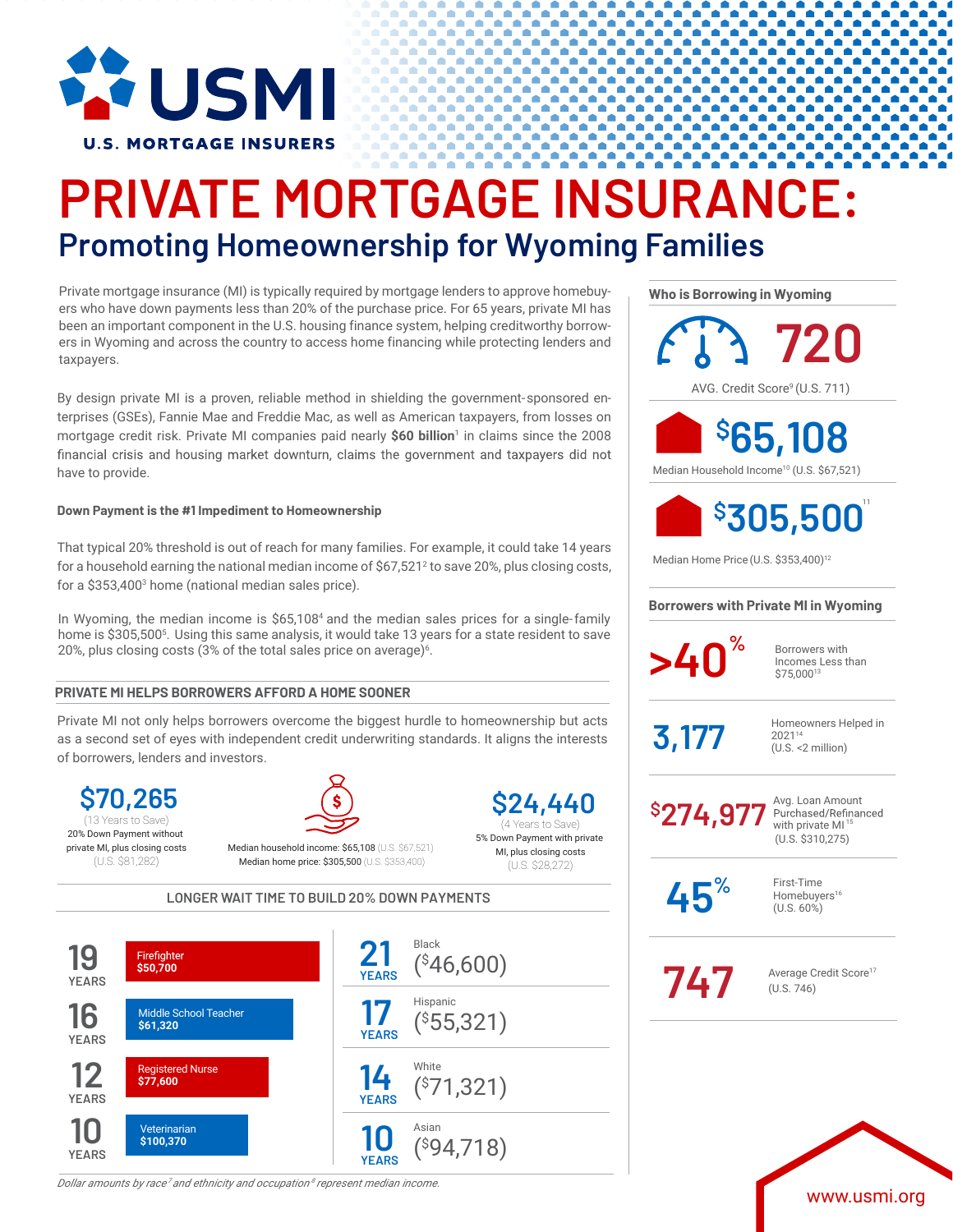USMI
U.S. MORTGAGE INSURERS

# PRIVATE MORTGAGE INSURANCE:

## Promoting Homeownership for Wyoming Families

Private mortgage insurance (MI) is typically required by mortgage lenders to approve homebuyers who have down payments less than 20% of the purchase price. For 65 years, private MI has been an important component in the U.S. housing finance system, helping creditworthy borrowers in Wyoming and across the country to access home financing while protecting lenders and taxpayers.

By design private MI is a proven, reliable method in shielding the government-sponsored enterprises (GSEs), Fannie Mae and Freddie Mac, as well as American taxpayers, from losses on mortgage credit risk. Private MI companies paid nearly **$60 billion**[1] in claims since the 2008 financial crisis and housing market downturn, claims the government and taxpayers did not have to provide.

**Down Payment is the #1 Impediment to Homeownership**

That typical 20% threshold is out of reach for many families. For example, it could take 14 years for a household earning the national median income of $67,521[2] to save 20%, plus closing costs, for a $353,400[3] home (national median sales price).

In Wyoming, the median income is $65,108[4] and the median sales prices for a single-family home is $305,500[5]. Using this same analysis, it would take 13 years for a state resident to save 20%, plus closing costs (3% of the total sales price on average)[6].

### PRIVATE MI HELPS BORROWERS AFFORD A HOME SOONER

Private MI not only helps borrowers overcome the biggest hurdle to homeownership but acts as a second set of eyes with independent credit underwriting standards. It aligns the interests of borrowers, lenders and investors.

**$70,265**
(13 Years to Save)
20% Down Payment without private MI, plus closing costs
(U.S. $81,282)

Median household income: $65,108 (U.S. $67,521)
Median home price: $305,500 (U.S. $353,400)

**$24,440**
(4 Years to Save)
5% Down Payment with private MI, plus closing costs
(U.S. $28,272)

### LONGER WAIT TIME TO BUILD 20% DOWN PAYMENTS

| Years | Occupation |
|---|---|
| 19 YEARS | Firefighter $50,700 |
| 16 YEARS | Middle School Teacher $61,320 |
| 12 YEARS | Registered Nurse $77,600 |
| 10 YEARS | Veterinarian $100,370 |

| Years | Race/Ethnicity |
|---|---|
| 21 YEARS | Black ($46,600) |
| 17 YEARS | Hispanic ($55,321) |
| 14 YEARS | White ($71,321) |
| 10 YEARS | Asian ($94,718) |

*Dollar amounts by race[7] and ethnicity and occupation[8] represent median income.*

### Who is Borrowing in Wyoming

**720**
AVG. Credit Score[9] (U.S. 711)

**$65,108**
Median Household Income[10] (U.S. $67,521)

**$305,500**[11]
Median Home Price (U.S. $353,400)[12]

### Borrowers with Private MI in Wyoming

**>40%** Borrowers with Incomes Less than $75,000[13]

**3,177** Homeowners Helped in 2021[14] (U.S. <2 million)

**$274,977** Avg. Loan Amount Purchased/Refinanced with private MI[15] (U.S. $310,275)

**45%** First-Time Homebuyers[16] (U.S. 60%)

**747** Average Credit Score[17] (U.S. 746)

www.usmi.org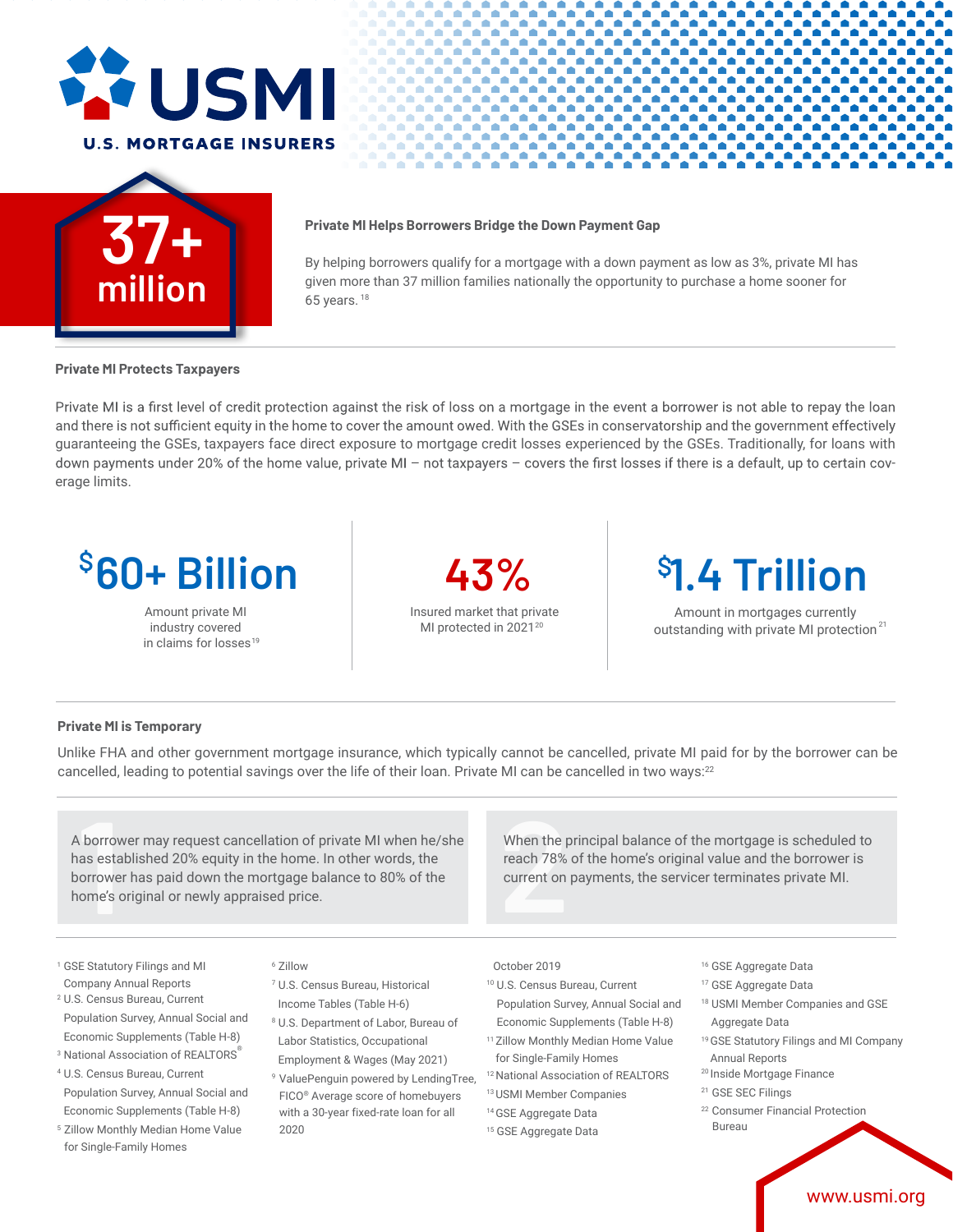# USMI

U.S. MORTGAGE INSURERS

**37+ million**

### Private MI Helps Borrowers Bridge the Down Payment Gap

By helping borrowers qualify for a mortgage with a down payment as low as 3%, private MI has given more than 37 million families nationally the opportunity to purchase a home sooner for 65 years.[18]

### Private MI Protects Taxpayers

Private MI is a first level of credit protection against the risk of loss on a mortgage in the event a borrower is not able to repay the loan and there is not sufficient equity in the home to cover the amount owed. With the GSEs in conservatorship and the government effectively guaranteeing the GSEs, taxpayers face direct exposure to mortgage credit losses experienced by the GSEs. Traditionally, for loans with down payments under 20% of the home value, private MI – not taxpayers – covers the first losses if there is a default, up to certain coverage limits.

**$60+ Billion**
Amount private MI industry covered in claims for losses[19]

**43%**
Insured market that private MI protected in 2021[20]

**$1.4 Trillion**
Amount in mortgages currently outstanding with private MI protection[21]

### Private MI is Temporary

Unlike FHA and other government mortgage insurance, which typically cannot be cancelled, private MI paid for by the borrower can be cancelled, leading to potential savings over the life of their loan. Private MI can be cancelled in two ways:[22]

1. A borrower may request cancellation of private MI when he/she has established 20% equity in the home. In other words, the borrower has paid down the mortgage balance to 80% of the home's original or newly appraised price.

2. When the principal balance of the mortgage is scheduled to reach 78% of the home's original value and the borrower is current on payments, the servicer terminates private MI.

---

1. GSE Statutory Filings and MI Company Annual Reports
2. U.S. Census Bureau, Current Population Survey, Annual Social and Economic Supplements (Table H-8)
3. National Association of REALTORS®
4. U.S. Census Bureau, Current Population Survey, Annual Social and Economic Supplements (Table H-8)
5. Zillow Monthly Median Home Value for Single-Family Homes
6. Zillow
7. U.S. Census Bureau, Historical Income Tables (Table H-6)
8. U.S. Department of Labor, Bureau of Labor Statistics, Occupational Employment & Wages (May 2021)
9. ValuePenguin powered by LendingTree, FICO® Average score of homebuyers with a 30-year fixed-rate loan for all 2020 October 2019
10. U.S. Census Bureau, Current Population Survey, Annual Social and Economic Supplements (Table H-8)
11. Zillow Monthly Median Home Value for Single-Family Homes
12. National Association of REALTORS
13. USMI Member Companies
14. GSE Aggregate Data
15. GSE Aggregate Data
16. GSE Aggregate Data
17. GSE Aggregate Data
18. USMI Member Companies and GSE Aggregate Data
19. GSE Statutory Filings and MI Company Annual Reports
20. Inside Mortgage Finance
21. GSE SEC Filings
22. Consumer Financial Protection Bureau

www.usmi.org